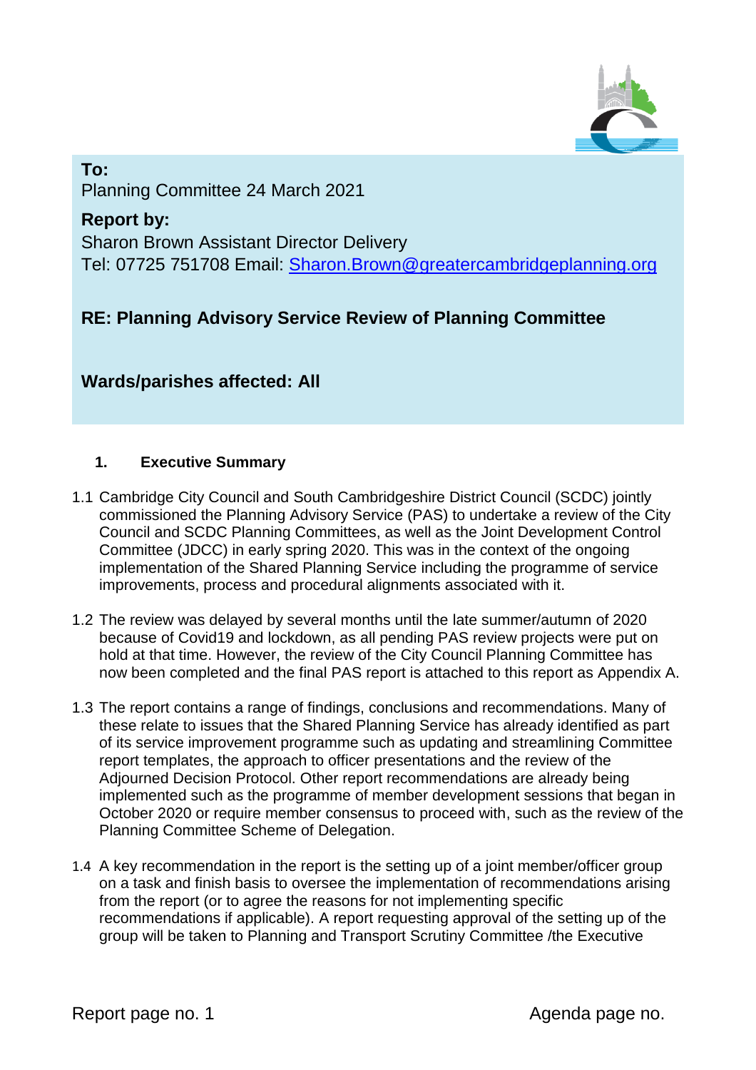**To:**
Planning Committee 24 March 2021

**Report by:**
Sharon Brown Assistant Director Delivery
Tel: 07725 751708 Email: Sharon.Brown@greatercambridgeplanning.org

**RE: Planning Advisory Service Review of Planning Committee**

**Wards/parishes affected: All**

## 1. Executive Summary

1.1 Cambridge City Council and South Cambridgeshire District Council (SCDC) jointly commissioned the Planning Advisory Service (PAS) to undertake a review of the City Council and SCDC Planning Committees, as well as the Joint Development Control Committee (JDCC) in early spring 2020. This was in the context of the ongoing implementation of the Shared Planning Service including the programme of service improvements, process and procedural alignments associated with it.

1.2 The review was delayed by several months until the late summer/autumn of 2020 because of Covid19 and lockdown, as all pending PAS review projects were put on hold at that time. However, the review of the City Council Planning Committee has now been completed and the final PAS report is attached to this report as Appendix A.

1.3 The report contains a range of findings, conclusions and recommendations. Many of these relate to issues that the Shared Planning Service has already identified as part of its service improvement programme such as updating and streamlining Committee report templates, the approach to officer presentations and the review of the Adjourned Decision Protocol. Other report recommendations are already being implemented such as the programme of member development sessions that began in October 2020 or require member consensus to proceed with, such as the review of the Planning Committee Scheme of Delegation.

1.4 A key recommendation in the report is the setting up of a joint member/officer group on a task and finish basis to oversee the implementation of recommendations arising from the report (or to agree the reasons for not implementing specific recommendations if applicable). A report requesting approval of the setting up of the group will be taken to Planning and Transport Scrutiny Committee /the Executive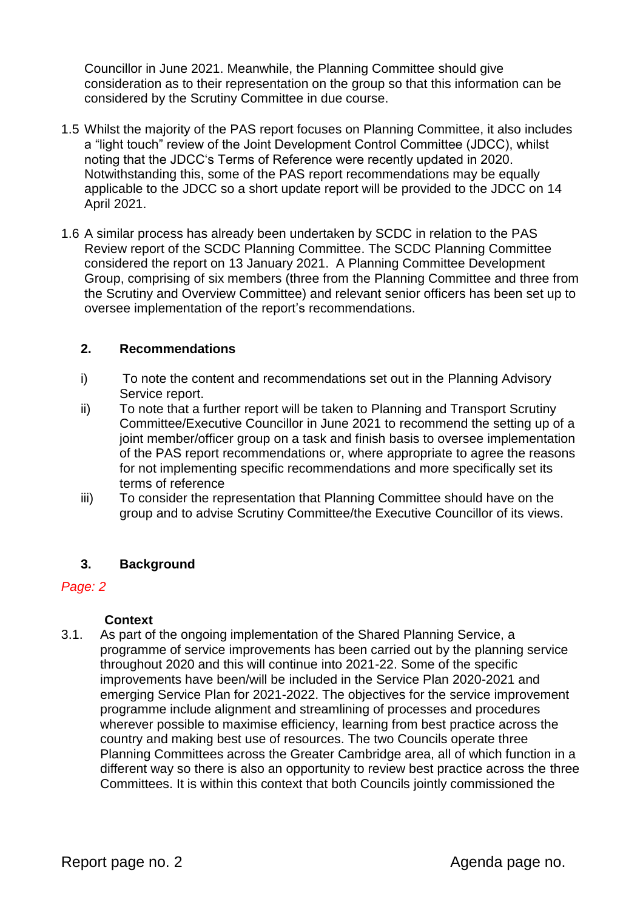Councillor in June 2021. Meanwhile, the Planning Committee should give consideration as to their representation on the group so that this information can be considered by the Scrutiny Committee in due course.

1.5 Whilst the majority of the PAS report focuses on Planning Committee, it also includes a "light touch" review of the Joint Development Control Committee (JDCC), whilst noting that the JDCC's Terms of Reference were recently updated in 2020. Notwithstanding this, some of the PAS report recommendations may be equally applicable to the JDCC so a short update report will be provided to the JDCC on 14 April 2021.

1.6 A similar process has already been undertaken by SCDC in relation to the PAS Review report of the SCDC Planning Committee. The SCDC Planning Committee considered the report on 13 January 2021. A Planning Committee Development Group, comprising of six members (three from the Planning Committee and three from the Scrutiny and Overview Committee) and relevant senior officers has been set up to oversee implementation of the report's recommendations.

## 2. Recommendations

i) To note the content and recommendations set out in the Planning Advisory Service report.

ii) To note that a further report will be taken to Planning and Transport Scrutiny Committee/Executive Councillor in June 2021 to recommend the setting up of a joint member/officer group on a task and finish basis to oversee implementation of the PAS report recommendations or, where appropriate to agree the reasons for not implementing specific recommendations and more specifically set its terms of reference

iii) To consider the representation that Planning Committee should have on the group and to advise Scrutiny Committee/the Executive Councillor of its views.

## 3. Background

*Page: 2*

### Context

3.1. As part of the ongoing implementation of the Shared Planning Service, a programme of service improvements has been carried out by the planning service throughout 2020 and this will continue into 2021-22. Some of the specific improvements have been/will be included in the Service Plan 2020-2021 and emerging Service Plan for 2021-2022. The objectives for the service improvement programme include alignment and streamlining of processes and procedures wherever possible to maximise efficiency, learning from best practice across the country and making best use of resources. The two Councils operate three Planning Committees across the Greater Cambridge area, all of which function in a different way so there is also an opportunity to review best practice across the three Committees. It is within this context that both Councils jointly commissioned the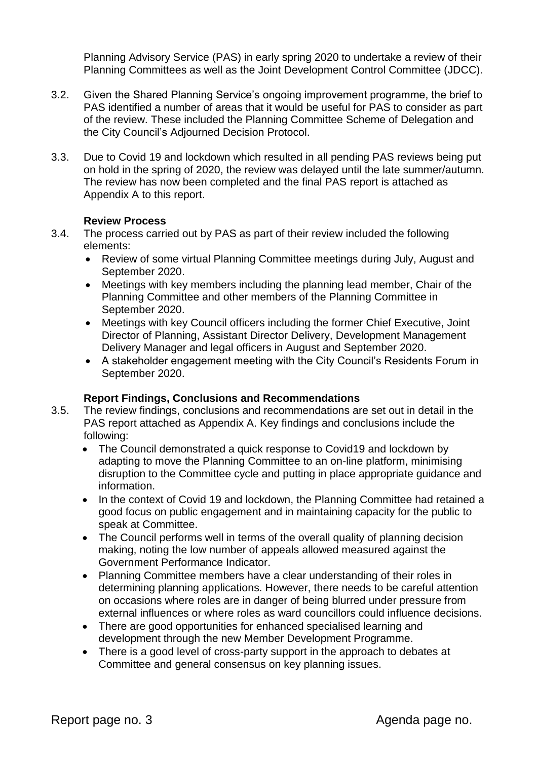Planning Advisory Service (PAS) in early spring 2020 to undertake a review of their Planning Committees as well as the Joint Development Control Committee (JDCC).

3.2. Given the Shared Planning Service's ongoing improvement programme, the brief to PAS identified a number of areas that it would be useful for PAS to consider as part of the review. These included the Planning Committee Scheme of Delegation and the City Council's Adjourned Decision Protocol.

3.3. Due to Covid 19 and lockdown which resulted in all pending PAS reviews being put on hold in the spring of 2020, the review was delayed until the late summer/autumn. The review has now been completed and the final PAS report is attached as Appendix A to this report.

**Review Process**

3.4. The process carried out by PAS as part of their review included the following elements:

- Review of some virtual Planning Committee meetings during July, August and September 2020.
- Meetings with key members including the planning lead member, Chair of the Planning Committee and other members of the Planning Committee in September 2020.
- Meetings with key Council officers including the former Chief Executive, Joint Director of Planning, Assistant Director Delivery, Development Management Delivery Manager and legal officers in August and September 2020.
- A stakeholder engagement meeting with the City Council's Residents Forum in September 2020.

**Report Findings, Conclusions and Recommendations**

3.5. The review findings, conclusions and recommendations are set out in detail in the PAS report attached as Appendix A. Key findings and conclusions include the following:

- The Council demonstrated a quick response to Covid19 and lockdown by adapting to move the Planning Committee to an on-line platform, minimising disruption to the Committee cycle and putting in place appropriate guidance and information.
- In the context of Covid 19 and lockdown, the Planning Committee had retained a good focus on public engagement and in maintaining capacity for the public to speak at Committee.
- The Council performs well in terms of the overall quality of planning decision making, noting the low number of appeals allowed measured against the Government Performance Indicator.
- Planning Committee members have a clear understanding of their roles in determining planning applications. However, there needs to be careful attention on occasions where roles are in danger of being blurred under pressure from external influences or where roles as ward councillors could influence decisions.
- There are good opportunities for enhanced specialised learning and development through the new Member Development Programme.
- There is a good level of cross-party support in the approach to debates at Committee and general consensus on key planning issues.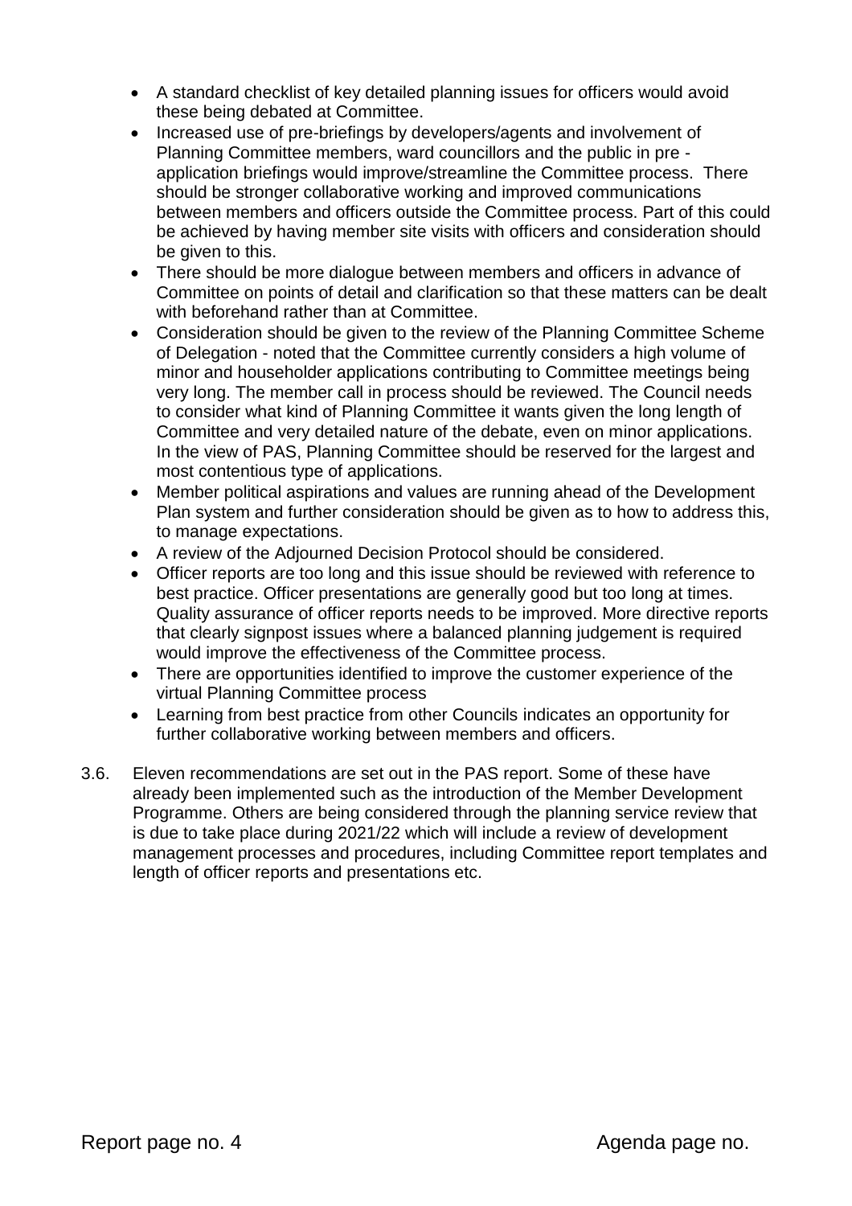- A standard checklist of key detailed planning issues for officers would avoid these being debated at Committee.
- Increased use of pre-briefings by developers/agents and involvement of Planning Committee members, ward councillors and the public in pre - application briefings would improve/streamline the Committee process. There should be stronger collaborative working and improved communications between members and officers outside the Committee process. Part of this could be achieved by having member site visits with officers and consideration should be given to this.
- There should be more dialogue between members and officers in advance of Committee on points of detail and clarification so that these matters can be dealt with beforehand rather than at Committee.
- Consideration should be given to the review of the Planning Committee Scheme of Delegation - noted that the Committee currently considers a high volume of minor and householder applications contributing to Committee meetings being very long. The member call in process should be reviewed. The Council needs to consider what kind of Planning Committee it wants given the long length of Committee and very detailed nature of the debate, even on minor applications. In the view of PAS, Planning Committee should be reserved for the largest and most contentious type of applications.
- Member political aspirations and values are running ahead of the Development Plan system and further consideration should be given as to how to address this, to manage expectations.
- A review of the Adjourned Decision Protocol should be considered.
- Officer reports are too long and this issue should be reviewed with reference to best practice. Officer presentations are generally good but too long at times. Quality assurance of officer reports needs to be improved. More directive reports that clearly signpost issues where a balanced planning judgement is required would improve the effectiveness of the Committee process.
- There are opportunities identified to improve the customer experience of the virtual Planning Committee process
- Learning from best practice from other Councils indicates an opportunity for further collaborative working between members and officers.

3.6. Eleven recommendations are set out in the PAS report. Some of these have already been implemented such as the introduction of the Member Development Programme. Others are being considered through the planning service review that is due to take place during 2021/22 which will include a review of development management processes and procedures, including Committee report templates and length of officer reports and presentations etc.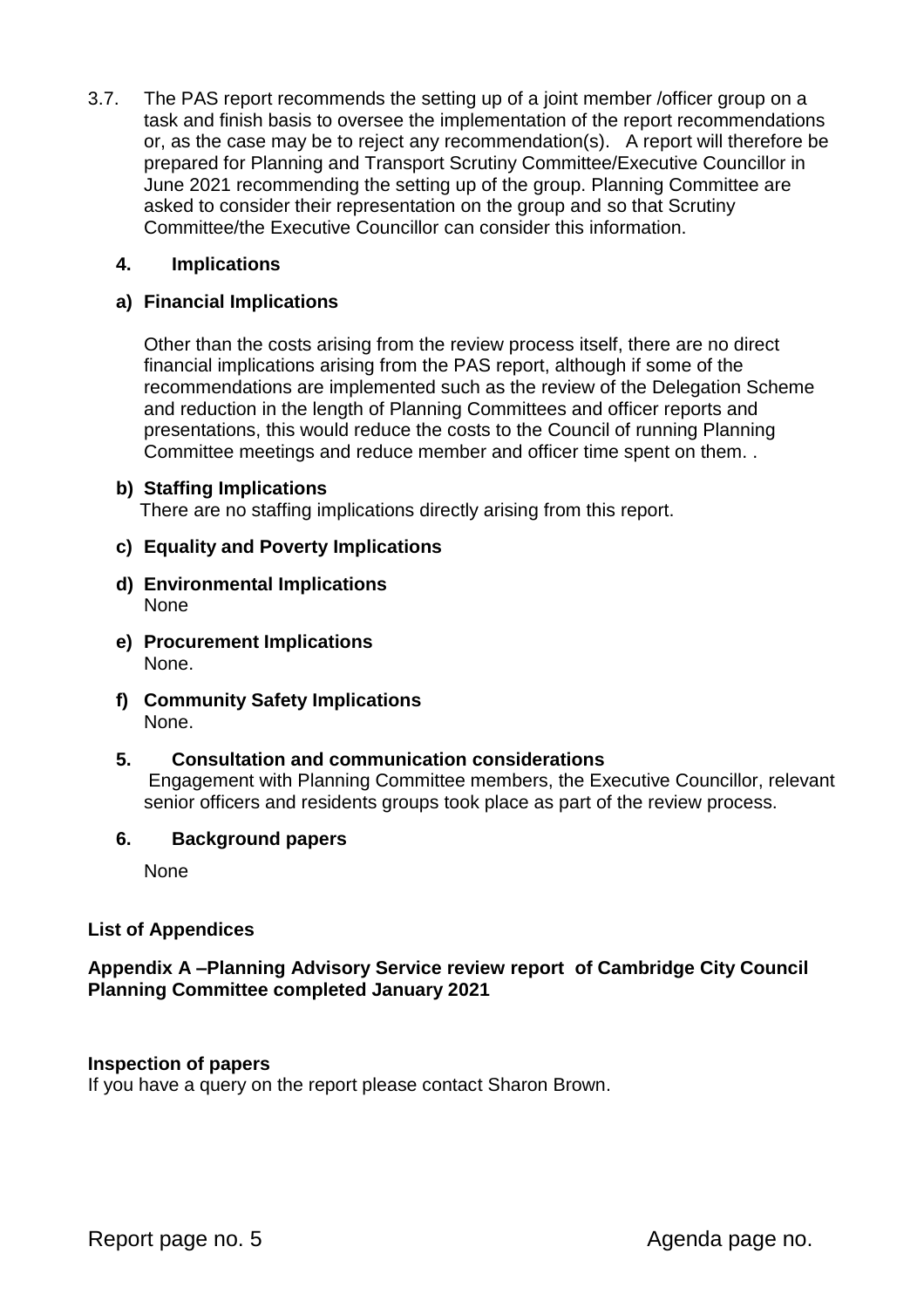3.7. The PAS report recommends the setting up of a joint member /officer group on a task and finish basis to oversee the implementation of the report recommendations or, as the case may be to reject any recommendation(s). A report will therefore be prepared for Planning and Transport Scrutiny Committee/Executive Councillor in June 2021 recommending the setting up of the group. Planning Committee are asked to consider their representation on the group and so that Scrutiny Committee/the Executive Councillor can consider this information.

## 4. Implications

### a) Financial Implications

Other than the costs arising from the review process itself, there are no direct financial implications arising from the PAS report, although if some of the recommendations are implemented such as the review of the Delegation Scheme and reduction in the length of Planning Committees and officer reports and presentations, this would reduce the costs to the Council of running Planning Committee meetings and reduce member and officer time spent on them. .

### b) Staffing Implications

There are no staffing implications directly arising from this report.

### c) Equality and Poverty Implications

### d) Environmental Implications

None

### e) Procurement Implications

None.

### f) Community Safety Implications

None.

## 5. Consultation and communication considerations

Engagement with Planning Committee members, the Executive Councillor, relevant senior officers and residents groups took place as part of the review process.

## 6. Background papers

None

**List of Appendices**

**Appendix A –Planning Advisory Service review report of Cambridge City Council Planning Committee completed January 2021**

**Inspection of papers**

If you have a query on the report please contact Sharon Brown.